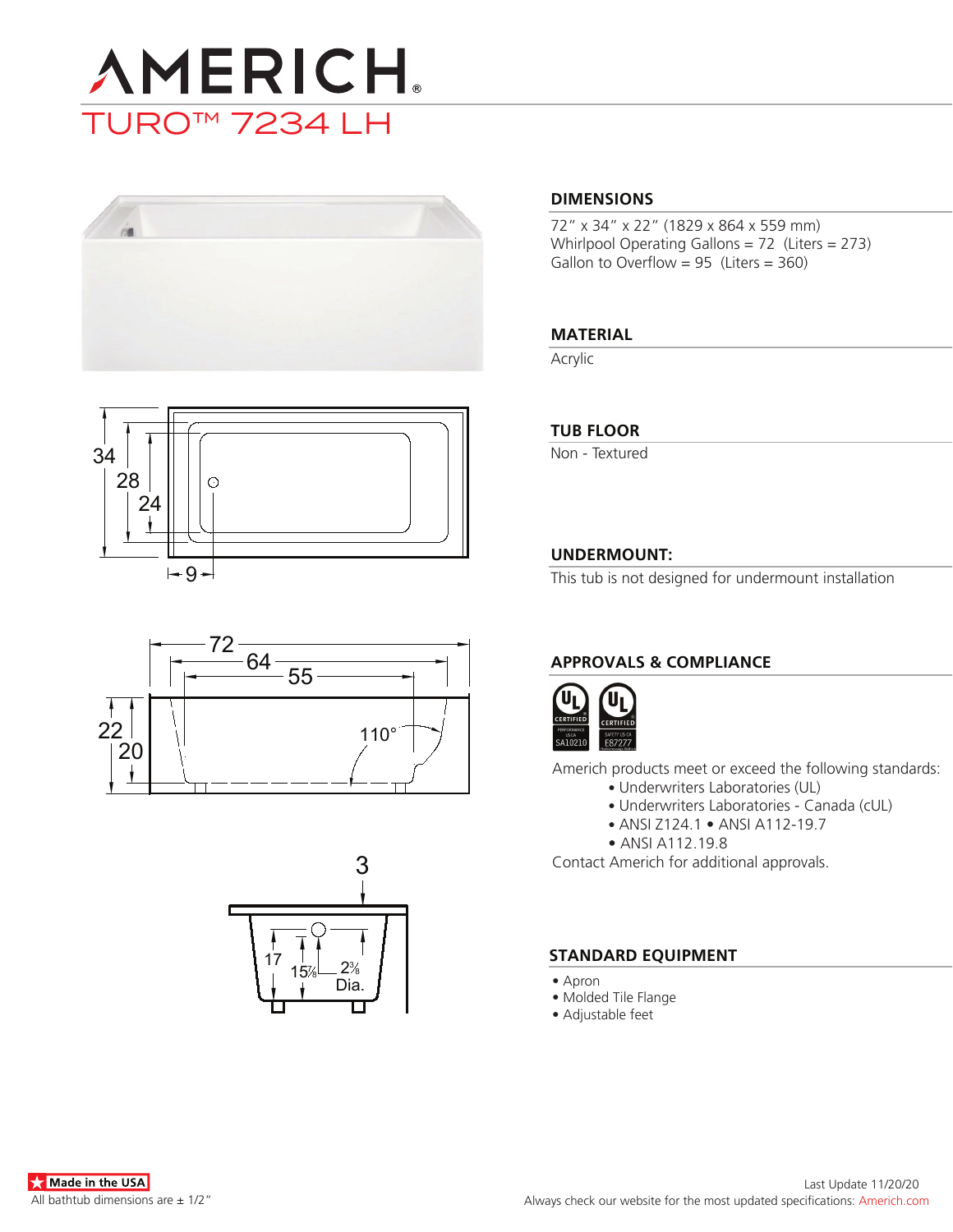# AMERICH®

## TURO™ 7234 LH

34
28
24
9

72
64
55
22
20
110°

3
17
15⅞
2⅜
Dia.

### DIMENSIONS

72″ x 34″ x 22″ (1829 x 864 x 559 mm)
Whirlpool Operating Gallons = 72 (Liters = 273)
Gallon to Overflow = 95 (Liters = 360)

### MATERIAL

Acrylic

### TUB FLOOR

Non - Textured

### UNDERMOUNT:

This tub is not designed for undermount installation

### APPROVALS & COMPLIANCE

UL CERTIFIED PERFORMANCE US CA SA10210
UL CERTIFIED SAFETY US CA E87277

Americh products meet or exceed the following standards:

- Underwriters Laboratories (UL)
- Underwriters Laboratories - Canada (cUL)
- ANSI Z124.1 • ANSI A112-19.7
- ANSI A112.19.8

Contact Americh for additional approvals.

### STANDARD EQUIPMENT

- Apron
- Molded Tile Flange
- Adjustable feet

Made in the USA
All bathtub dimensions are ± 1/2″

Last Update 11/20/20
Always check our website for the most updated specifications: Americh.com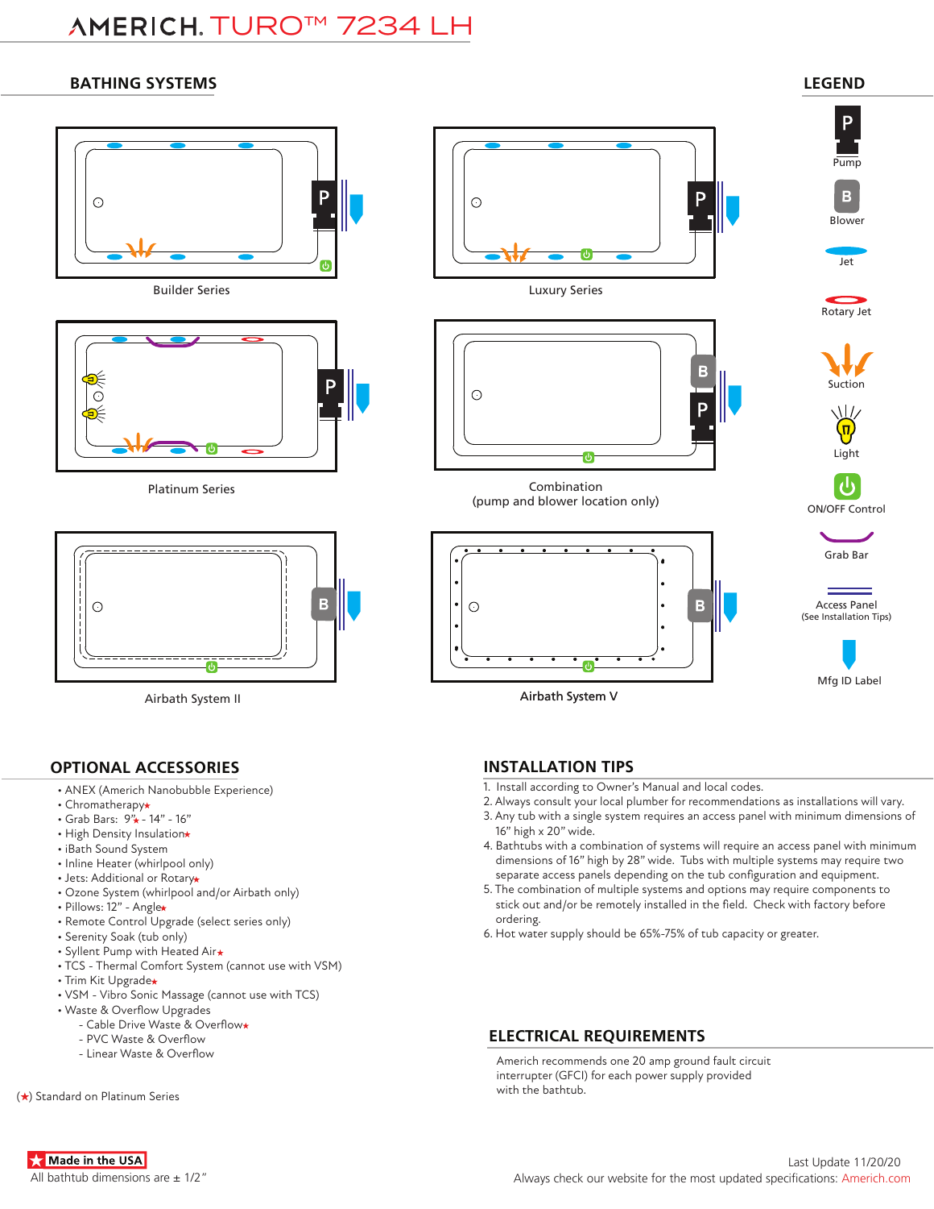# AMERICH. TURO™ 7234 LH

## BATHING SYSTEMS

Builder Series

Luxury Series

Platinum Series

Combination
(pump and blower location only)

Airbath System II

Airbath System V

## LEGEND

P Pump

B Blower

Jet

Rotary Jet

Suction

Light

ON/OFF Control

Grab Bar

Access Panel
(See Installation Tips)

Mfg ID Label

## OPTIONAL ACCESSORIES

- ANEX (Americh Nanobubble Experience)
- Chromatherapy★
- Grab Bars: 9"★ - 14" - 16"
- High Density Insulation★
- iBath Sound System
- Inline Heater (whirlpool only)
- Jets: Additional or Rotary★
- Ozone System (whirlpool and/or Airbath only)
- Pillows: 12" - Angle★
- Remote Control Upgrade (select series only)
- Serenity Soak (tub only)
- Syllent Pump with Heated Air★
- TCS - Thermal Comfort System (cannot use with VSM)
- Trim Kit Upgrade★
- VSM - Vibro Sonic Massage (cannot use with TCS)
- Waste & Overflow Upgrades
  - Cable Drive Waste & Overflow★
  - PVC Waste & Overflow
  - Linear Waste & Overflow

(★) Standard on Platinum Series

## INSTALLATION TIPS

1. Install according to Owner's Manual and local codes.
2. Always consult your local plumber for recommendations as installations will vary.
3. Any tub with a single system requires an access panel with minimum dimensions of 16" high x 20" wide.
4. Bathtubs with a combination of systems will require an access panel with minimum dimensions of 16" high by 28" wide. Tubs with multiple systems may require two separate access panels depending on the tub configuration and equipment.
5. The combination of multiple systems and options may require components to stick out and/or be remotely installed in the field. Check with factory before ordering.
6. Hot water supply should be 65%-75% of tub capacity or greater.

## ELECTRICAL REQUIREMENTS

Americh recommends one 20 amp ground fault circuit interrupter (GFCI) for each power supply provided with the bathtub.

★ Made in the USA

All bathtub dimensions are ± 1/2"

Last Update 11/20/20

Always check our website for the most updated specifications: Americh.com